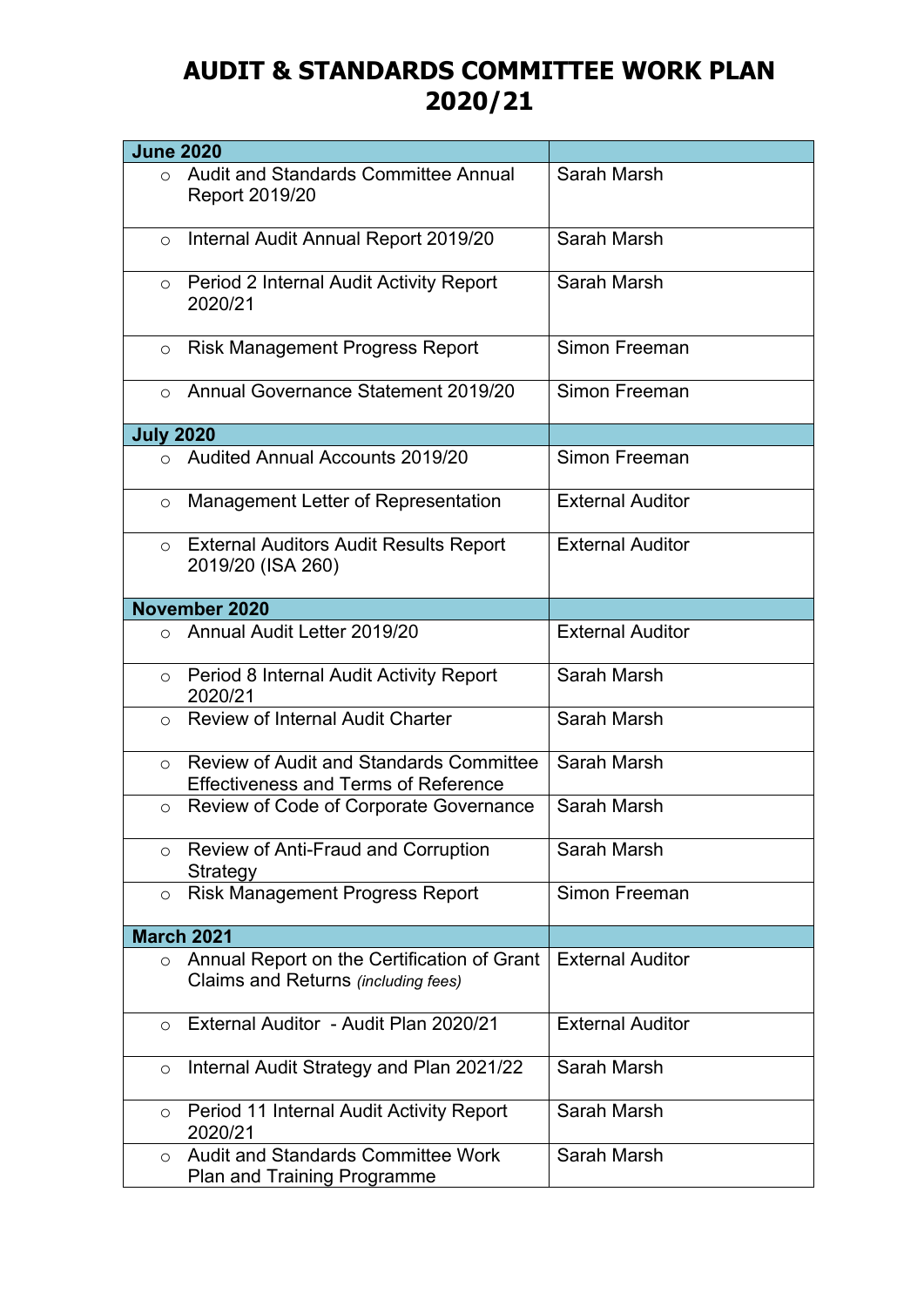# AUDIT & STANDARDS COMMITTEE WORK PLAN 2020/21

| **June 2020** | |
|---|---|
| ○ Audit and Standards Committee Annual Report 2019/20 | Sarah Marsh |
| ○ Internal Audit Annual Report 2019/20 | Sarah Marsh |
| ○ Period 2 Internal Audit Activity Report 2020/21 | Sarah Marsh |
| ○ Risk Management Progress Report | Simon Freeman |
| ○ Annual Governance Statement 2019/20 | Simon Freeman |
| **July 2020** | |
| ○ Audited Annual Accounts 2019/20 | Simon Freeman |
| ○ Management Letter of Representation | External Auditor |
| ○ External Auditors Audit Results Report 2019/20 (ISA 260) | External Auditor |
| **November 2020** | |
| ○ Annual Audit Letter 2019/20 | External Auditor |
| ○ Period 8 Internal Audit Activity Report 2020/21 | Sarah Marsh |
| ○ Review of Internal Audit Charter | Sarah Marsh |
| ○ Review of Audit and Standards Committee Effectiveness and Terms of Reference | Sarah Marsh |
| ○ Review of Code of Corporate Governance | Sarah Marsh |
| ○ Review of Anti-Fraud and Corruption Strategy | Sarah Marsh |
| ○ Risk Management Progress Report | Simon Freeman |
| **March 2021** | |
| ○ Annual Report on the Certification of Grant Claims and Returns *(including fees)* | External Auditor |
| ○ External Auditor - Audit Plan 2020/21 | External Auditor |
| ○ Internal Audit Strategy and Plan 2021/22 | Sarah Marsh |
| ○ Period 11 Internal Audit Activity Report 2020/21 | Sarah Marsh |
| ○ Audit and Standards Committee Work Plan and Training Programme | Sarah Marsh |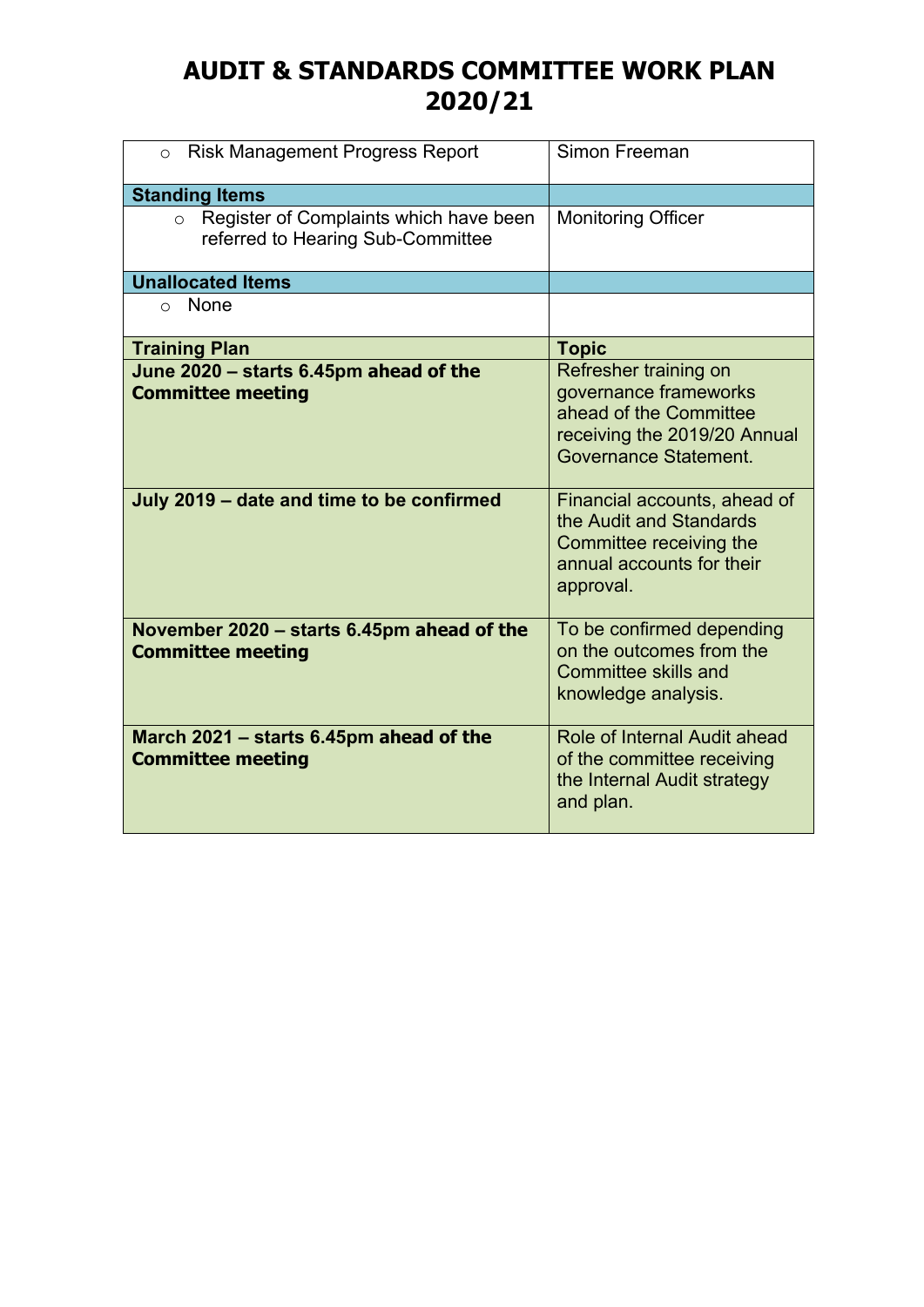# AUDIT & STANDARDS COMMITTEE WORK PLAN 2020/21

| | |
|---|---|
| ○ Risk Management Progress Report | Simon Freeman |
| **Standing Items** | |
| ○ Register of Complaints which have been referred to Hearing Sub-Committee | Monitoring Officer |
| **Unallocated Items** | |
| ○ None | |
| **Training Plan** | **Topic** |
| **June 2020 – starts 6.45pm ahead of the Committee meeting** | Refresher training on governance frameworks ahead of the Committee receiving the 2019/20 Annual Governance Statement. |
| **July 2019 – date and time to be confirmed** | Financial accounts, ahead of the Audit and Standards Committee receiving the annual accounts for their approval. |
| **November 2020 – starts 6.45pm ahead of the Committee meeting** | To be confirmed depending on the outcomes from the Committee skills and knowledge analysis. |
| **March 2021 – starts 6.45pm ahead of the Committee meeting** | Role of Internal Audit ahead of the committee receiving the Internal Audit strategy and plan. |